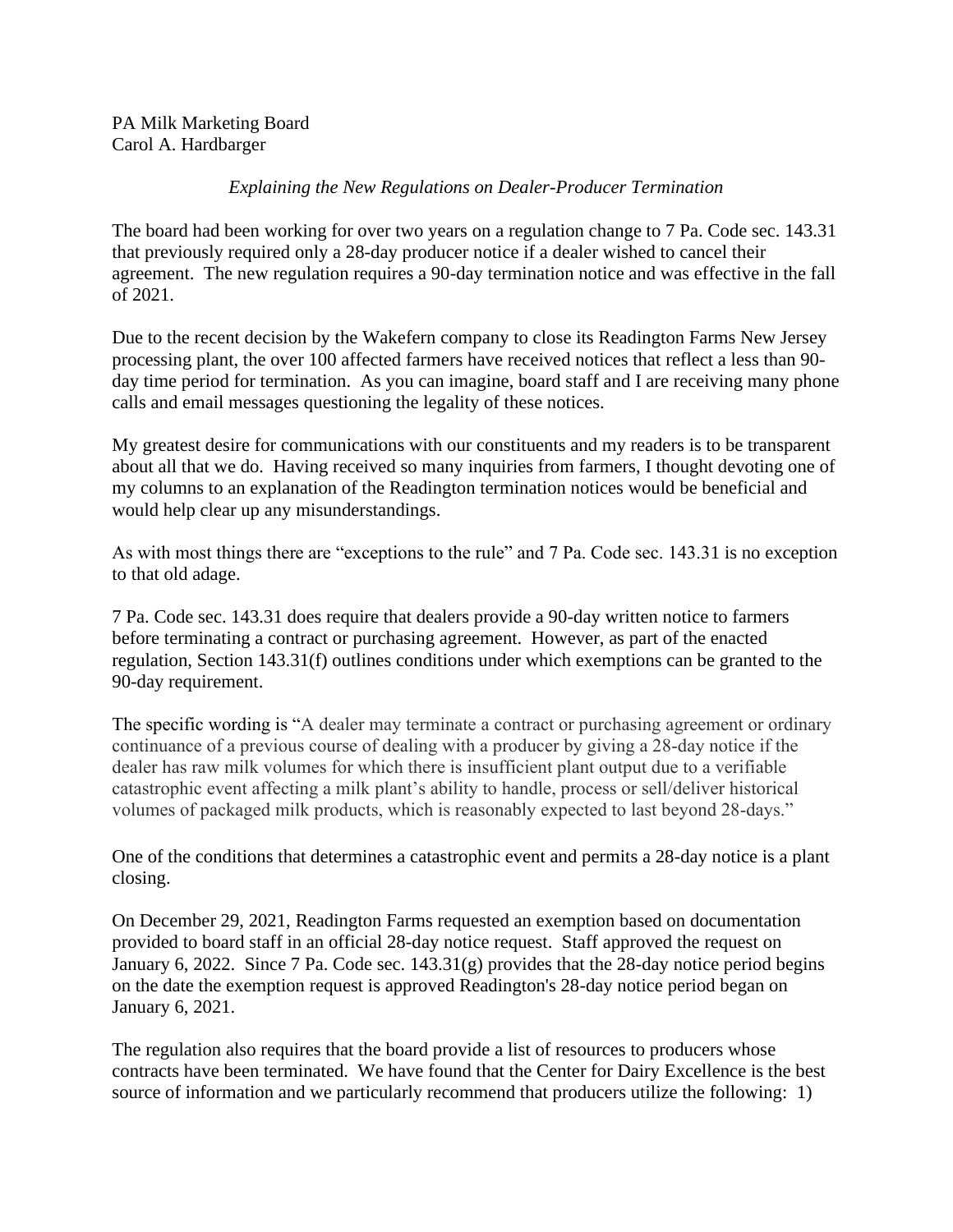PA Milk Marketing Board
Carol A. Hardbarger

*Explaining the New Regulations on Dealer-Producer Termination*

The board had been working for over two years on a regulation change to 7 Pa. Code sec. 143.31 that previously required only a 28-day producer notice if a dealer wished to cancel their agreement. The new regulation requires a 90-day termination notice and was effective in the fall of 2021.

Due to the recent decision by the Wakefern company to close its Readington Farms New Jersey processing plant, the over 100 affected farmers have received notices that reflect a less than 90-day time period for termination. As you can imagine, board staff and I are receiving many phone calls and email messages questioning the legality of these notices.

My greatest desire for communications with our constituents and my readers is to be transparent about all that we do. Having received so many inquiries from farmers, I thought devoting one of my columns to an explanation of the Readington termination notices would be beneficial and would help clear up any misunderstandings.

As with most things there are "exceptions to the rule" and 7 Pa. Code sec. 143.31 is no exception to that old adage.

7 Pa. Code sec. 143.31 does require that dealers provide a 90-day written notice to farmers before terminating a contract or purchasing agreement. However, as part of the enacted regulation, Section 143.31(f) outlines conditions under which exemptions can be granted to the 90-day requirement.

The specific wording is "A dealer may terminate a contract or purchasing agreement or ordinary continuance of a previous course of dealing with a producer by giving a 28-day notice if the dealer has raw milk volumes for which there is insufficient plant output due to a verifiable catastrophic event affecting a milk plant's ability to handle, process or sell/deliver historical volumes of packaged milk products, which is reasonably expected to last beyond 28-days."

One of the conditions that determines a catastrophic event and permits a 28-day notice is a plant closing.

On December 29, 2021, Readington Farms requested an exemption based on documentation provided to board staff in an official 28-day notice request. Staff approved the request on January 6, 2022. Since 7 Pa. Code sec. 143.31(g) provides that the 28-day notice period begins on the date the exemption request is approved Readington's 28-day notice period began on January 6, 2021.

The regulation also requires that the board provide a list of resources to producers whose contracts have been terminated. We have found that the Center for Dairy Excellence is the best source of information and we particularly recommend that producers utilize the following: 1)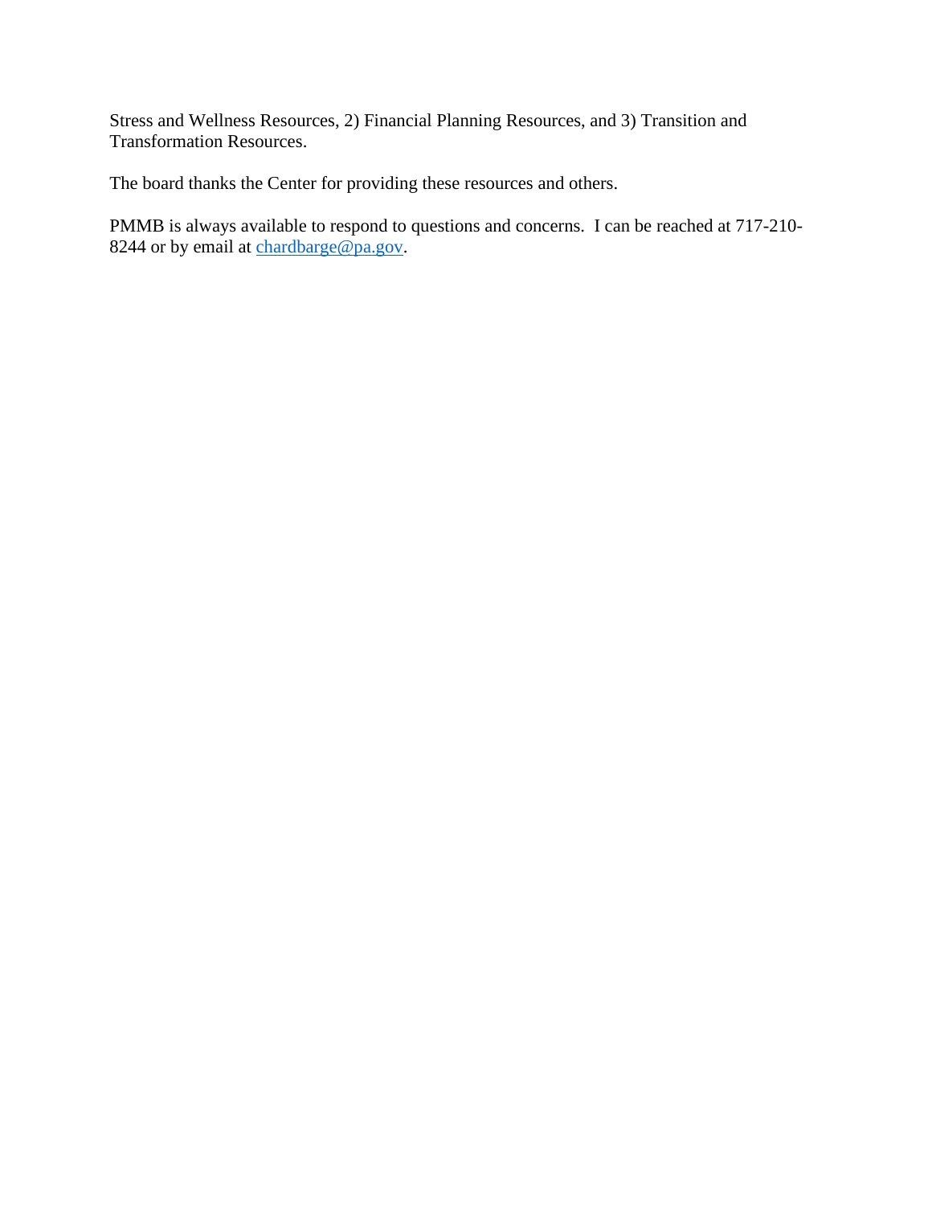Stress and Wellness Resources, 2) Financial Planning Resources, and 3) Transition and Transformation Resources.

The board thanks the Center for providing these resources and others.

PMMB is always available to respond to questions and concerns. I can be reached at 717-210-8244 or by email at chardbarge@pa.gov.